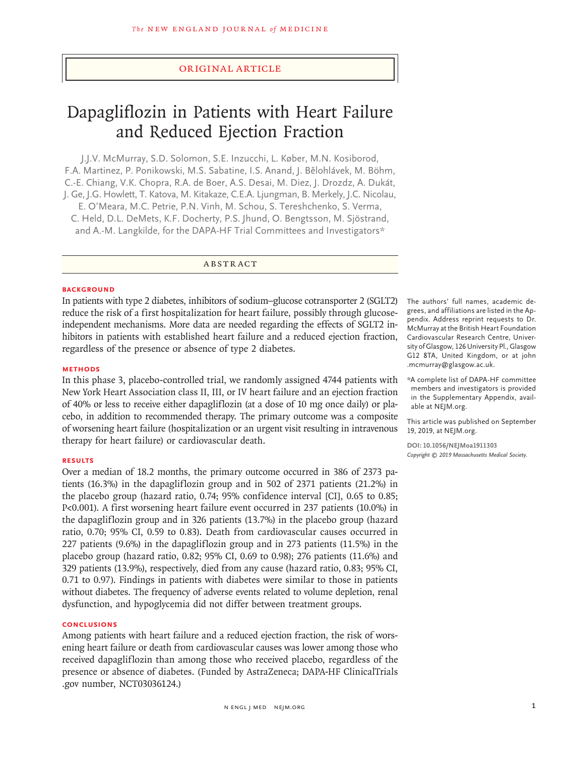ORIGINAL ARTICLE

# Dapagliflozin in Patients with Heart Failure and Reduced Ejection Fraction

J.J.V. McMurray, S.D. Solomon, S.E. Inzucchi, L. Køber, M.N. Kosiborod, F.A. Martinez, P. Ponikowski, M.S. Sabatine, I.S. Anand, J. Bělohlávek, M. Böhm, C.-E. Chiang, V.K. Chopra, R.A. de Boer, A.S. Desai, M. Diez, J. Drozdz, A. Dukát, J. Ge, J.G. Howlett, T. Katova, M. Kitakaze, C.E.A. Ljungman, B. Merkely, J.C. Nicolau, E. O'Meara, M.C. Petrie, P.N. Vinh, M. Schou, S. Tereshchenko, S. Verma, C. Held, D.L. DeMets, K.F. Docherty, P.S. Jhund, O. Bengtsson, M. Sjöstrand, and A.-M. Langkilde, for the DAPA-HF Trial Committees and Investigators*

## ABSTRACT

### BACKGROUND

In patients with type 2 diabetes, inhibitors of sodium–glucose cotransporter 2 (SGLT2) reduce the risk of a first hospitalization for heart failure, possibly through glucose-independent mechanisms. More data are needed regarding the effects of SGLT2 inhibitors in patients with established heart failure and a reduced ejection fraction, regardless of the presence or absence of type 2 diabetes.

### METHODS

In this phase 3, placebo-controlled trial, we randomly assigned 4744 patients with New York Heart Association class II, III, or IV heart failure and an ejection fraction of 40% or less to receive either dapagliflozin (at a dose of 10 mg once daily) or placebo, in addition to recommended therapy. The primary outcome was a composite of worsening heart failure (hospitalization or an urgent visit resulting in intravenous therapy for heart failure) or cardiovascular death.

### RESULTS

Over a median of 18.2 months, the primary outcome occurred in 386 of 2373 patients (16.3%) in the dapagliflozin group and in 502 of 2371 patients (21.2%) in the placebo group (hazard ratio, 0.74; 95% confidence interval [CI], 0.65 to 0.85; P<0.001). A first worsening heart failure event occurred in 237 patients (10.0%) in the dapagliflozin group and in 326 patients (13.7%) in the placebo group (hazard ratio, 0.70; 95% CI, 0.59 to 0.83). Death from cardiovascular causes occurred in 227 patients (9.6%) in the dapagliflozin group and in 273 patients (11.5%) in the placebo group (hazard ratio, 0.82; 95% CI, 0.69 to 0.98); 276 patients (11.6%) and 329 patients (13.9%), respectively, died from any cause (hazard ratio, 0.83; 95% CI, 0.71 to 0.97). Findings in patients with diabetes were similar to those in patients without diabetes. The frequency of adverse events related to volume depletion, renal dysfunction, and hypoglycemia did not differ between treatment groups.

### CONCLUSIONS

Among patients with heart failure and a reduced ejection fraction, the risk of worsening heart failure or death from cardiovascular causes was lower among those who received dapagliflozin than among those who received placebo, regardless of the presence or absence of diabetes. (Funded by AstraZeneca; DAPA-HF ClinicalTrials.gov number, NCT03036124.)

The authors' full names, academic degrees, and affiliations are listed in the Appendix. Address reprint requests to Dr. McMurray at the British Heart Foundation Cardiovascular Research Centre, University of Glasgow, 126 University Pl., Glasgow G12 8TA, United Kingdom, or at john.mcmurray@glasgow.ac.uk.

*A complete list of DAPA-HF committee members and investigators is provided in the Supplementary Appendix, available at NEJM.org.

This article was published on September 19, 2019, at NEJM.org.

DOI: 10.1056/NEJMoa1911303

*Copyright © 2019 Massachusetts Medical Society.*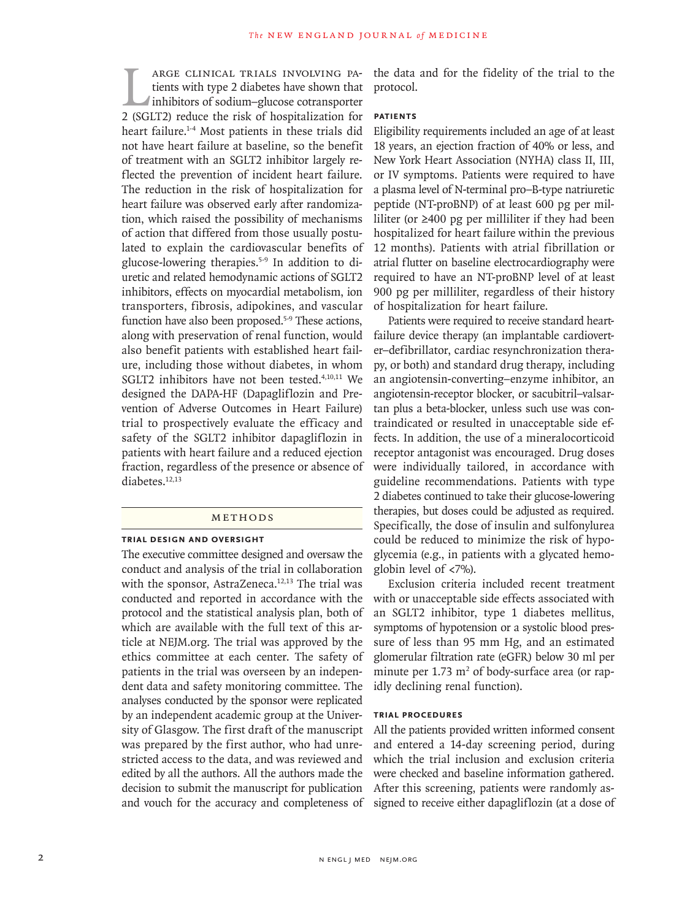Large clinical trials involving patients with type 2 diabetes have shown that inhibitors of sodium–glucose cotransporter 2 (SGLT2) reduce the risk of hospitalization for heart failure.[1-4] Most patients in these trials did not have heart failure at baseline, so the benefit of treatment with an SGLT2 inhibitor largely reflected the prevention of incident heart failure. The reduction in the risk of hospitalization for heart failure was observed early after randomization, which raised the possibility of mechanisms of action that differed from those usually postulated to explain the cardiovascular benefits of glucose-lowering therapies.[5-9] In addition to diuretic and related hemodynamic actions of SGLT2 inhibitors, effects on myocardial metabolism, ion transporters, fibrosis, adipokines, and vascular function have also been proposed.[5-9] These actions, along with preservation of renal function, would also benefit patients with established heart failure, including those without diabetes, in whom SGLT2 inhibitors have not been tested.[4,10,11] We designed the DAPA-HF (Dapagliflozin and Prevention of Adverse Outcomes in Heart Failure) trial to prospectively evaluate the efficacy and safety of the SGLT2 inhibitor dapagliflozin in patients with heart failure and a reduced ejection fraction, regardless of the presence or absence of diabetes.[12,13]

## Methods

### Trial Design and Oversight

The executive committee designed and oversaw the conduct and analysis of the trial in collaboration with the sponsor, AstraZeneca.[12,13] The trial was conducted and reported in accordance with the protocol and the statistical analysis plan, both of which are available with the full text of this article at NEJM.org. The trial was approved by the ethics committee at each center. The safety of patients in the trial was overseen by an independent data and safety monitoring committee. The analyses conducted by the sponsor were replicated by an independent academic group at the University of Glasgow. The first draft of the manuscript was prepared by the first author, who had unrestricted access to the data, and was reviewed and edited by all the authors. All the authors made the decision to submit the manuscript for publication and vouch for the accuracy and completeness of the data and for the fidelity of the trial to the protocol.

### Patients

Eligibility requirements included an age of at least 18 years, an ejection fraction of 40% or less, and New York Heart Association (NYHA) class II, III, or IV symptoms. Patients were required to have a plasma level of N-terminal pro–B-type natriuretic peptide (NT-proBNP) of at least 600 pg per milliliter (or ≥400 pg per milliliter if they had been hospitalized for heart failure within the previous 12 months). Patients with atrial fibrillation or atrial flutter on baseline electrocardiography were required to have an NT-proBNP level of at least 900 pg per milliliter, regardless of their history of hospitalization for heart failure.

Patients were required to receive standard heart-failure device therapy (an implantable cardioverter–defibrillator, cardiac resynchronization therapy, or both) and standard drug therapy, including an angiotensin-converting–enzyme inhibitor, an angiotensin-receptor blocker, or sacubitril–valsartan plus a beta-blocker, unless such use was contraindicated or resulted in unacceptable side effects. In addition, the use of a mineralocorticoid receptor antagonist was encouraged. Drug doses were individually tailored, in accordance with guideline recommendations. Patients with type 2 diabetes continued to take their glucose-lowering therapies, but doses could be adjusted as required. Specifically, the dose of insulin and sulfonylurea could be reduced to minimize the risk of hypoglycemia (e.g., in patients with a glycated hemoglobin level of <7%).

Exclusion criteria included recent treatment with or unacceptable side effects associated with an SGLT2 inhibitor, type 1 diabetes mellitus, symptoms of hypotension or a systolic blood pressure of less than 95 mm Hg, and an estimated glomerular filtration rate (eGFR) below 30 ml per minute per 1.73 $m^2$ of body-surface area (or rapidly declining renal function).

### Trial Procedures

All the patients provided written informed consent and entered a 14-day screening period, during which the trial inclusion and exclusion criteria were checked and baseline information gathered. After this screening, patients were randomly assigned to receive either dapagliflozin (at a dose of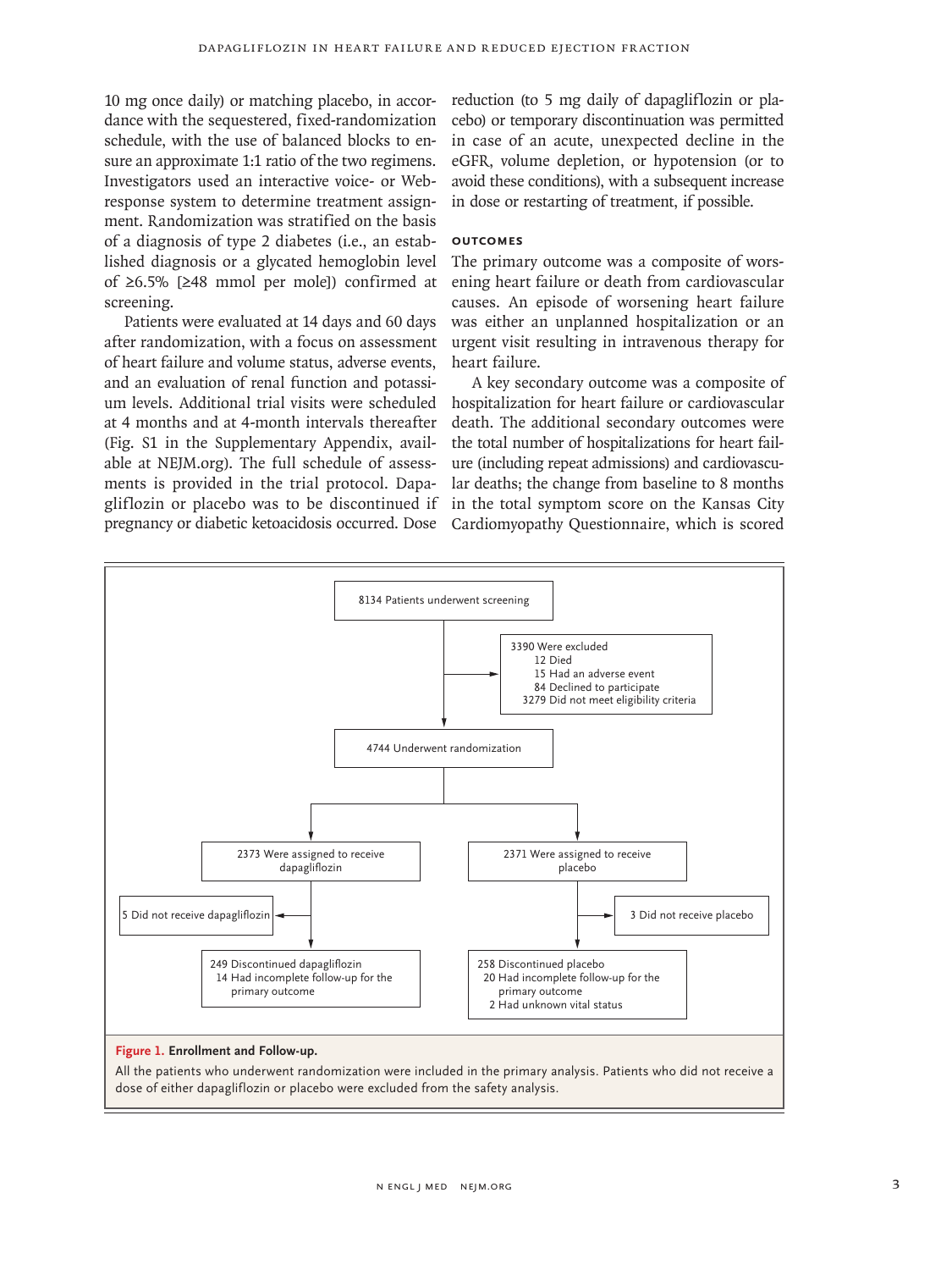10 mg once daily) or matching placebo, in accordance with the sequestered, fixed-randomization schedule, with the use of balanced blocks to ensure an approximate 1:1 ratio of the two regimens. Investigators used an interactive voice- or Web-response system to determine treatment assignment. Randomization was stratified on the basis of a diagnosis of type 2 diabetes (i.e., an established diagnosis or a glycated hemoglobin level of ≥6.5% [≥48 mmol per mole]) confirmed at screening.

Patients were evaluated at 14 days and 60 days after randomization, with a focus on assessment of heart failure and volume status, adverse events, and an evaluation of renal function and potassium levels. Additional trial visits were scheduled at 4 months and at 4-month intervals thereafter (Fig. S1 in the Supplementary Appendix, available at NEJM.org). The full schedule of assessments is provided in the trial protocol. Dapagliflozin or placebo was to be discontinued if pregnancy or diabetic ketoacidosis occurred. Dose reduction (to 5 mg daily of dapagliflozin or placebo) or temporary discontinuation was permitted in case of an acute, unexpected decline in the eGFR, volume depletion, or hypotension (or to avoid these conditions), with a subsequent increase in dose or restarting of treatment, if possible.

### Outcomes

The primary outcome was a composite of worsening heart failure or death from cardiovascular causes. An episode of worsening heart failure was either an unplanned hospitalization or an urgent visit resulting in intravenous therapy for heart failure.

A key secondary outcome was a composite of hospitalization for heart failure or cardiovascular death. The additional secondary outcomes were the total number of hospitalizations for heart failure (including repeat admissions) and cardiovascular deaths; the change from baseline to 8 months in the total symptom score on the Kansas City Cardiomyopathy Questionnaire, which is scored

8134 Patients underwent screening

3390 Were excluded
- 12 Died
- 15 Had an adverse event
- 84 Declined to participate
- 3279 Did not meet eligibility criteria

4744 Underwent randomization

2373 Were assigned to receive dapagliflozin
- 5 Did not receive dapagliflozin
- 249 Discontinued dapagliflozin
  - 14 Had incomplete follow-up for the primary outcome

2371 Were assigned to receive placebo
- 3 Did not receive placebo
- 258 Discontinued placebo
  - 20 Had incomplete follow-up for the primary outcome
  - 2 Had unknown vital status

**Figure 1. Enrollment and Follow-up.**

All the patients who underwent randomization were included in the primary analysis. Patients who did not receive a dose of either dapagliflozin or placebo were excluded from the safety analysis.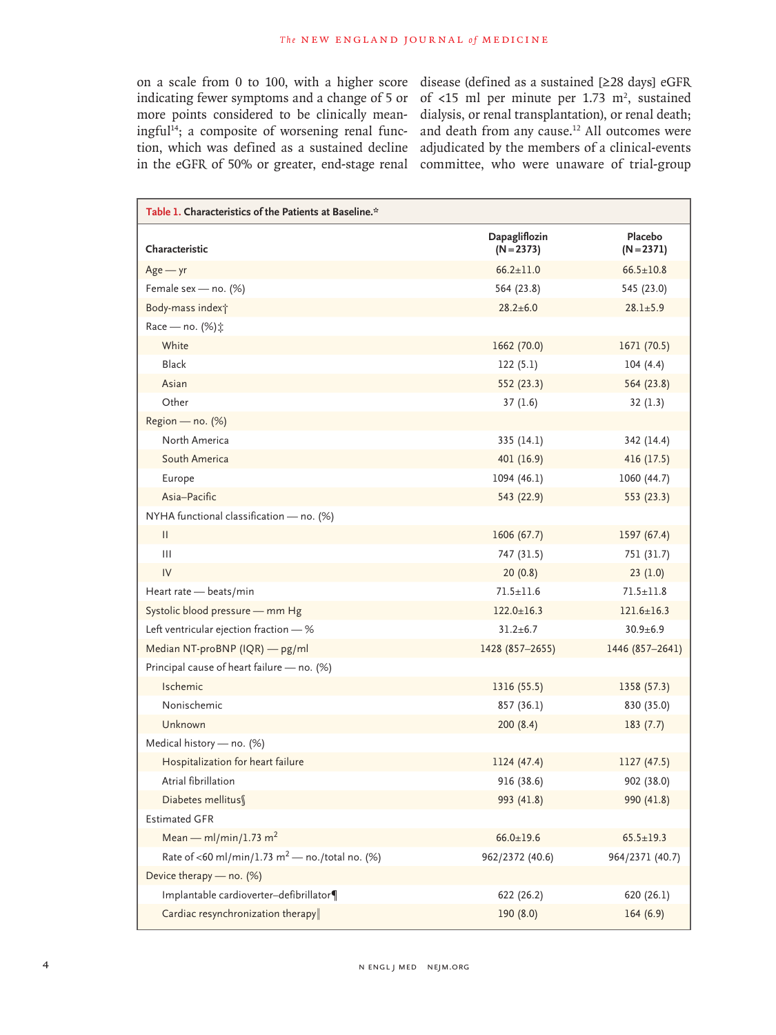on a scale from 0 to 100, with a higher score indicating fewer symptoms and a change of 5 or more points considered to be clinically meaningful[14]; a composite of worsening renal function, which was defined as a sustained decline in the eGFR of 50% or greater, end-stage renal disease (defined as a sustained [≥28 days] eGFR of <15 ml per minute per 1.73 $m^2$, sustained dialysis, or renal transplantation), or renal death; and death from any cause.[12] All outcomes were adjudicated by the members of a clinical-events committee, who were unaware of trial-group

**Table 1. Characteristics of the Patients at Baseline.***

| Characteristic | Dapagliflozin (N=2373) | Placebo (N=2371) |
|---|---|---|
| Age — yr | 66.2±11.0 | 66.5±10.8 |
| Female sex — no. (%) | 564 (23.8) | 545 (23.0) |
| Body-mass index† | 28.2±6.0 | 28.1±5.9 |
| Race — no. (%)‡ | | |
| White | 1662 (70.0) | 1671 (70.5) |
| Black | 122 (5.1) | 104 (4.4) |
| Asian | 552 (23.3) | 564 (23.8) |
| Other | 37 (1.6) | 32 (1.3) |
| Region — no. (%) | | |
| North America | 335 (14.1) | 342 (14.4) |
| South America | 401 (16.9) | 416 (17.5) |
| Europe | 1094 (46.1) | 1060 (44.7) |
| Asia–Pacific | 543 (22.9) | 553 (23.3) |
| NYHA functional classification — no. (%) | | |
| II | 1606 (67.7) | 1597 (67.4) |
| III | 747 (31.5) | 751 (31.7) |
| IV | 20 (0.8) | 23 (1.0) |
| Heart rate — beats/min | 71.5±11.6 | 71.5±11.8 |
| Systolic blood pressure — mm Hg | 122.0±16.3 | 121.6±16.3 |
| Left ventricular ejection fraction — % | 31.2±6.7 | 30.9±6.9 |
| Median NT-proBNP (IQR) — pg/ml | 1428 (857–2655) | 1446 (857–2641) |
| Principal cause of heart failure — no. (%) | | |
| Ischemic | 1316 (55.5) | 1358 (57.3) |
| Nonischemic | 857 (36.1) | 830 (35.0) |
| Unknown | 200 (8.4) | 183 (7.7) |
| Medical history — no. (%) | | |
| Hospitalization for heart failure | 1124 (47.4) | 1127 (47.5) |
| Atrial fibrillation | 916 (38.6) | 902 (38.0) |
| Diabetes mellitus§ | 993 (41.8) | 990 (41.8) |
| Estimated GFR | | |
| Mean — ml/min/1.73 $m^2$ | 66.0±19.6 | 65.5±19.3 |
| Rate of <60 ml/min/1.73 $m^2$ — no./total no. (%) | 962/2372 (40.6) | 964/2371 (40.7) |
| Device therapy — no. (%) | | |
| Implantable cardioverter–defibrillator¶ | 622 (26.2) | 620 (26.1) |
| Cardiac resynchronization therapy‖ | 190 (8.0) | 164 (6.9) |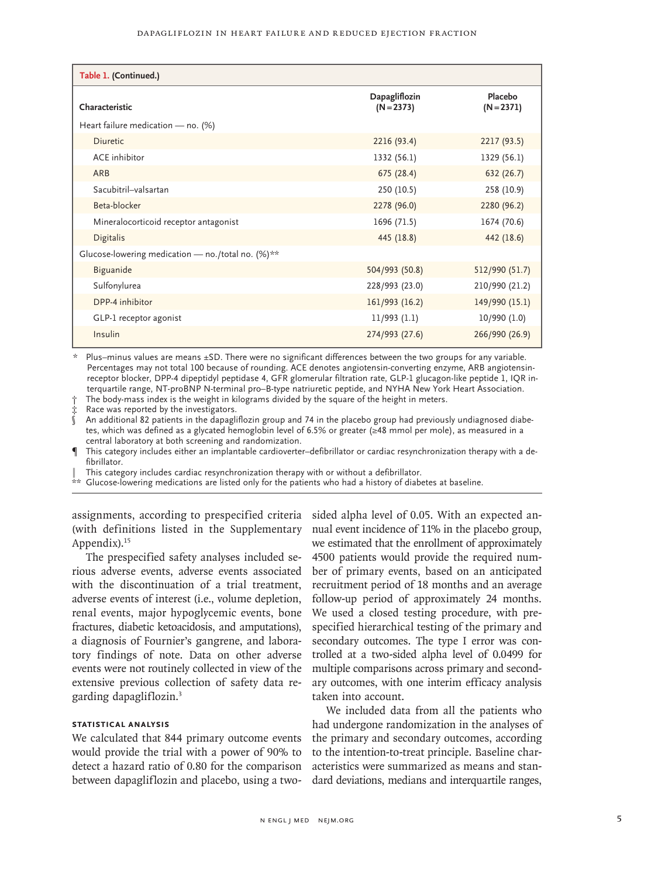**Table 1. (Continued.)**

| Characteristic | Dapagliflozin (N=2373) | Placebo (N=2371) |
|---|---|---|
| Heart failure medication — no. (%) | | |
| Diuretic | 2216 (93.4) | 2217 (93.5) |
| ACE inhibitor | 1332 (56.1) | 1329 (56.1) |
| ARB | 675 (28.4) | 632 (26.7) |
| Sacubitril–valsartan | 250 (10.5) | 258 (10.9) |
| Beta-blocker | 2278 (96.0) | 2280 (96.2) |
| Mineralocorticoid receptor antagonist | 1696 (71.5) | 1674 (70.6) |
| Digitalis | 445 (18.8) | 442 (18.6) |
| Glucose-lowering medication — no./total no. (%)** | | |
| Biguanide | 504/993 (50.8) | 512/990 (51.7) |
| Sulfonylurea | 228/993 (23.0) | 210/990 (21.2) |
| DPP-4 inhibitor | 161/993 (16.2) | 149/990 (15.1) |
| GLP-1 receptor agonist | 11/993 (1.1) | 10/990 (1.0) |
| Insulin | 274/993 (27.6) | 266/990 (26.9) |

\* Plus–minus values are means ±SD. There were no significant differences between the two groups for any variable. Percentages may not total 100 because of rounding. ACE denotes angiotensin-converting enzyme, ARB angiotensin-receptor blocker, DPP-4 dipeptidyl peptidase 4, GFR glomerular filtration rate, GLP-1 glucagon-like peptide 1, IQR interquartile range, NT-proBNP N-terminal pro–B-type natriuretic peptide, and NYHA New York Heart Association.

† The body-mass index is the weight in kilograms divided by the square of the height in meters.

‡ Race was reported by the investigators.

§ An additional 82 patients in the dapagliflozin group and 74 in the placebo group had previously undiagnosed diabetes, which was defined as a glycated hemoglobin level of 6.5% or greater (≥48 mmol per mole), as measured in a central laboratory at both screening and randomization.

¶ This category includes either an implantable cardioverter–defibrillator or cardiac resynchronization therapy with a defibrillator.

‖ This category includes cardiac resynchronization therapy with or without a defibrillator.

** Glucose-lowering medications are listed only for the patients who had a history of diabetes at baseline.

assignments, according to prespecified criteria (with definitions listed in the Supplementary Appendix).[15]

The prespecified safety analyses included serious adverse events, adverse events associated with the discontinuation of a trial treatment, adverse events of interest (i.e., volume depletion, renal events, major hypoglycemic events, bone fractures, diabetic ketoacidosis, and amputations), a diagnosis of Fournier's gangrene, and laboratory findings of note. Data on other adverse events were not routinely collected in view of the extensive previous collection of safety data regarding dapagliflozin.[3]

### STATISTICAL ANALYSIS

We calculated that 844 primary outcome events would provide the trial with a power of 90% to detect a hazard ratio of 0.80 for the comparison between dapagliflozin and placebo, using a two-sided alpha level of 0.05. With an expected annual event incidence of 11% in the placebo group, we estimated that the enrollment of approximately 4500 patients would provide the required number of primary events, based on an anticipated recruitment period of 18 months and an average follow-up period of approximately 24 months. We used a closed testing procedure, with prespecified hierarchical testing of the primary and secondary outcomes. The type I error was controlled at a two-sided alpha level of 0.0499 for multiple comparisons across primary and secondary outcomes, with one interim efficacy analysis taken into account.

We included data from all the patients who had undergone randomization in the analyses of the primary and secondary outcomes, according to the intention-to-treat principle. Baseline characteristics were summarized as means and standard deviations, medians and interquartile ranges,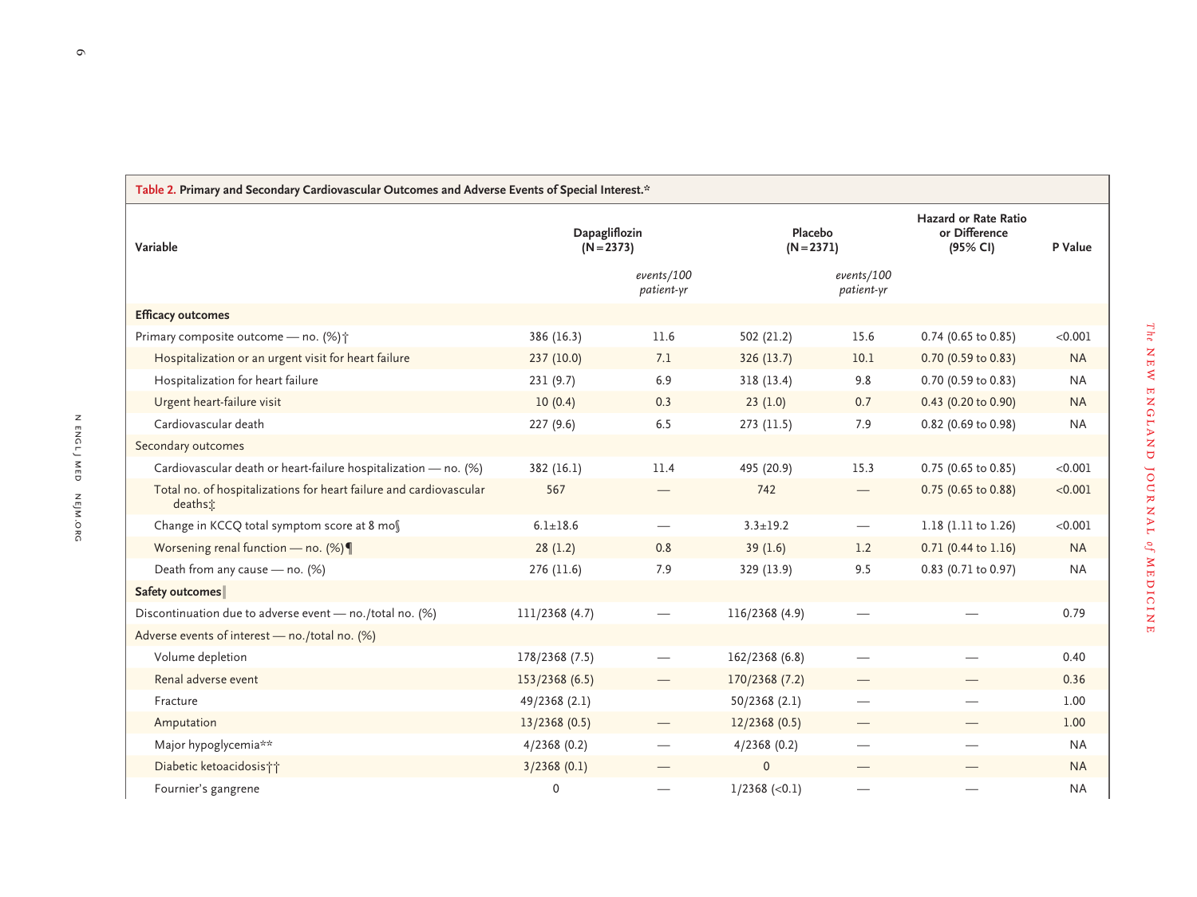**Table 2. Primary and Secondary Cardiovascular Outcomes and Adverse Events of Special Interest.***

| Variable | Dapagliflozin (N = 2373) | | Placebo (N = 2371) | | Hazard or Rate Ratio or Difference (95% CI) | P Value |
|---|---|---|---|---|---|---|
| | | *events/100 patient-yr* | | *events/100 patient-yr* | | |
| **Efficacy outcomes** | | | | | | |
| Primary composite outcome — no. (%)† | 386 (16.3) | 11.6 | 502 (21.2) | 15.6 | 0.74 (0.65 to 0.85) | <0.001 |
| Hospitalization or an urgent visit for heart failure | 237 (10.0) | 7.1 | 326 (13.7) | 10.1 | 0.70 (0.59 to 0.83) | NA |
| Hospitalization for heart failure | 231 (9.7) | 6.9 | 318 (13.4) | 9.8 | 0.70 (0.59 to 0.83) | NA |
| Urgent heart-failure visit | 10 (0.4) | 0.3 | 23 (1.0) | 0.7 | 0.43 (0.20 to 0.90) | NA |
| Cardiovascular death | 227 (9.6) | 6.5 | 273 (11.5) | 7.9 | 0.82 (0.69 to 0.98) | NA |
| Secondary outcomes | | | | | | |
| Cardiovascular death or heart-failure hospitalization — no. (%) | 382 (16.1) | 11.4 | 495 (20.9) | 15.3 | 0.75 (0.65 to 0.85) | <0.001 |
| Total no. of hospitalizations for heart failure and cardiovascular deaths‡ | 567 | — | 742 | — | 0.75 (0.65 to 0.88) | <0.001 |
| Change in KCCQ total symptom score at 8 mo§ | 6.1±18.6 | — | 3.3±19.2 | — | 1.18 (1.11 to 1.26) | <0.001 |
| Worsening renal function — no. (%)¶ | 28 (1.2) | 0.8 | 39 (1.6) | 1.2 | 0.71 (0.44 to 1.16) | NA |
| Death from any cause — no. (%) | 276 (11.6) | 7.9 | 329 (13.9) | 9.5 | 0.83 (0.71 to 0.97) | NA |
| **Safety outcomes**‖ | | | | | | |
| Discontinuation due to adverse event — no./total no. (%) | 111/2368 (4.7) | — | 116/2368 (4.9) | — | — | 0.79 |
| Adverse events of interest — no./total no. (%) | | | | | | |
| Volume depletion | 178/2368 (7.5) | — | 162/2368 (6.8) | — | — | 0.40 |
| Renal adverse event | 153/2368 (6.5) | — | 170/2368 (7.2) | — | — | 0.36 |
| Fracture | 49/2368 (2.1) | | 50/2368 (2.1) | — | — | 1.00 |
| Amputation | 13/2368 (0.5) | — | 12/2368 (0.5) | — | — | 1.00 |
| Major hypoglycemia** | 4/2368 (0.2) | — | 4/2368 (0.2) | — | — | NA |
| Diabetic ketoacidosis†† | 3/2368 (0.1) | — | 0 | — | — | NA |
| Fournier's gangrene | 0 | — | 1/2368 (<0.1) | — | — | NA |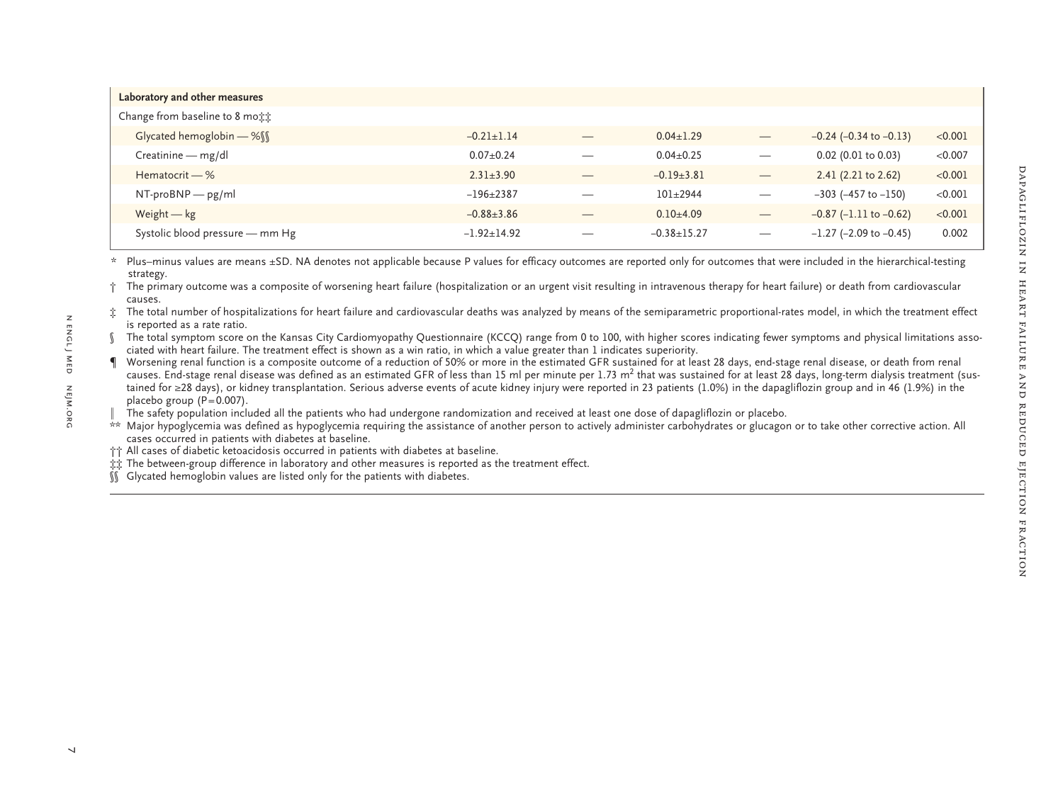| Laboratory and other measures | | | | | | |
|---|---|---|---|---|---|---|
| Change from baseline to 8 mo‡‡ | | | | | | |
| Glycated hemoglobin — %§§ | −0.21±1.14 | — | 0.04±1.29 | — | −0.24 (−0.34 to −0.13) | <0.001 |
| Creatinine — mg/dl | 0.07±0.24 | — | 0.04±0.25 | — | 0.02 (0.01 to 0.03) | <0.007 |
| Hematocrit — % | 2.31±3.90 | — | −0.19±3.81 | — | 2.41 (2.21 to 2.62) | <0.001 |
| NT-proBNP — pg/ml | −196±2387 | — | 101±2944 | — | −303 (−457 to −150) | <0.001 |
| Weight — kg | −0.88±3.86 | — | 0.10±4.09 | — | −0.87 (−1.11 to −0.62) | <0.001 |
| Systolic blood pressure — mm Hg | −1.92±14.92 | — | −0.38±15.27 | — | −1.27 (−2.09 to −0.45) | 0.002 |

\* Plus–minus values are means ±SD. NA denotes not applicable because P values for efficacy outcomes are reported only for outcomes that were included in the hierarchical-testing strategy.

† The primary outcome was a composite of worsening heart failure (hospitalization or an urgent visit resulting in intravenous therapy for heart failure) or death from cardiovascular causes.

‡ The total number of hospitalizations for heart failure and cardiovascular deaths was analyzed by means of the semiparametric proportional-rates model, in which the treatment effect is reported as a rate ratio.

§ The total symptom score on the Kansas City Cardiomyopathy Questionnaire (KCCQ) range from 0 to 100, with higher scores indicating fewer symptoms and physical limitations associated with heart failure. The treatment effect is shown as a win ratio, in which a value greater than 1 indicates superiority.

¶ Worsening renal function is a composite outcome of a reduction of 50% or more in the estimated GFR sustained for at least 28 days, end-stage renal disease, or death from renal causes. End-stage renal disease was defined as an estimated GFR of less than 15 ml per minute per 1.73 $m^2$ that was sustained for at least 28 days, long-term dialysis treatment (sustained for ≥28 days), or kidney transplantation. Serious adverse events of acute kidney injury were reported in 23 patients (1.0%) in the dapagliflozin group and in 46 (1.9%) in the placebo group (P=0.007).

‖ The safety population included all the patients who had undergone randomization and received at least one dose of dapagliflozin or placebo.

\*\* Major hypoglycemia was defined as hypoglycemia requiring the assistance of another person to actively administer carbohydrates or glucagon or to take other corrective action. All cases occurred in patients with diabetes at baseline.

†† All cases of diabetic ketoacidosis occurred in patients with diabetes at baseline.

‡‡ The between-group difference in laboratory and other measures is reported as the treatment effect.

§§ Glycated hemoglobin values are listed only for the patients with diabetes.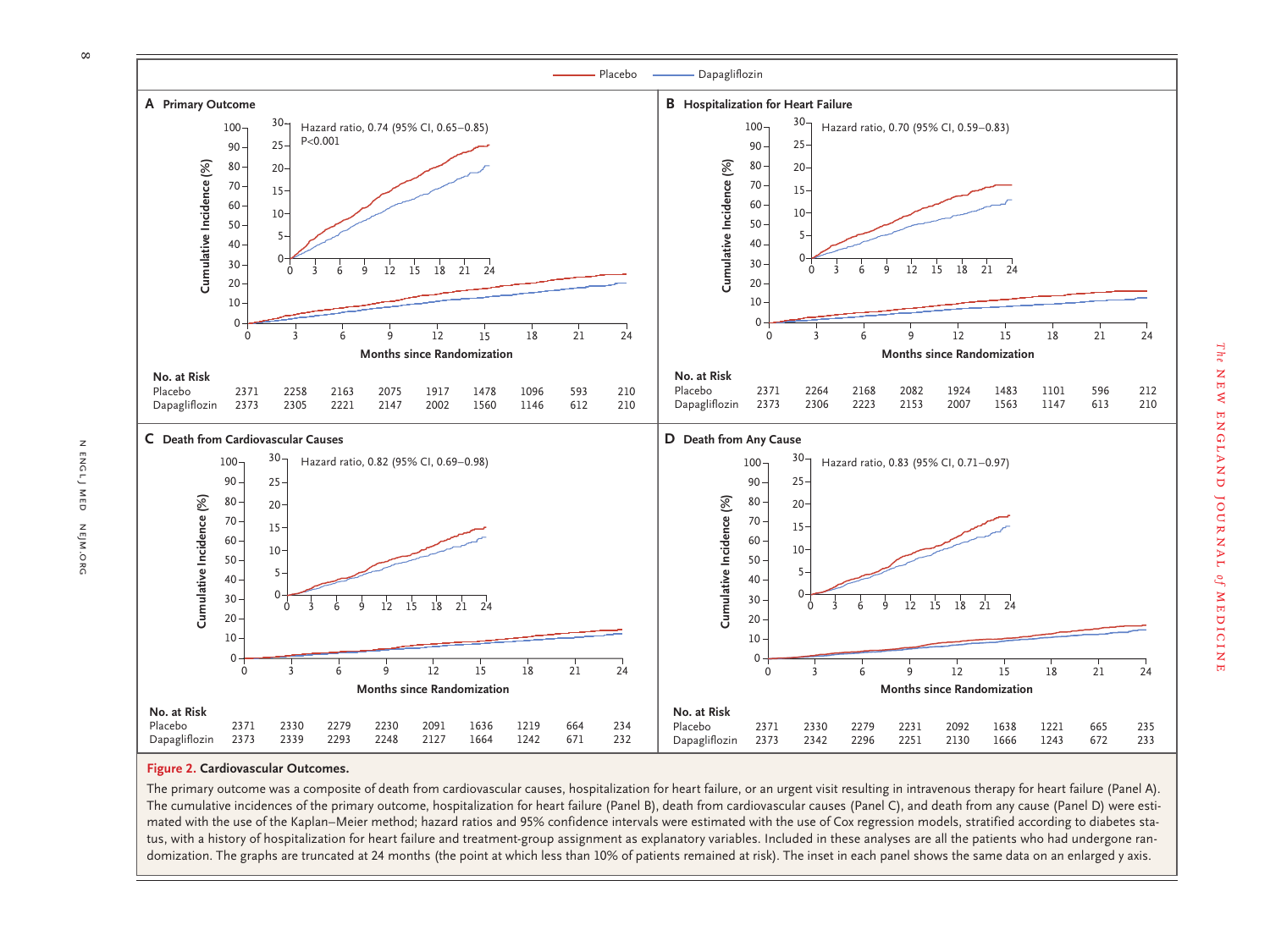| | | | | | | | | | |
|---|---|---|---|---|---|---|---|---|---|
| **A Primary Outcome** — Hazard ratio, 0.74 (95% CI, 0.65–0.85); P<0.001 | | | | | | | | | |
| Months since Randomization | 0 | 3 | 6 | 9 | 12 | 15 | 18 | 21 | 24 |
| **No. at Risk** | | | | | | | | | |
| Placebo | 2371 | 2258 | 2163 | 2075 | 1917 | 1478 | 1096 | 593 | 210 |
| Dapagliflozin | 2373 | 2305 | 2221 | 2147 | 2002 | 1560 | 1146 | 612 | 210 |

| | | | | | | | | | |
|---|---|---|---|---|---|---|---|---|---|
| **B Hospitalization for Heart Failure** — Hazard ratio, 0.70 (95% CI, 0.59–0.83) | | | | | | | | | |
| Months since Randomization | 0 | 3 | 6 | 9 | 12 | 15 | 18 | 21 | 24 |
| **No. at Risk** | | | | | | | | | |
| Placebo | 2371 | 2264 | 2168 | 2082 | 1924 | 1483 | 1101 | 596 | 212 |
| Dapagliflozin | 2373 | 2306 | 2223 | 2153 | 2007 | 1563 | 1147 | 613 | 210 |

| | | | | | | | | | |
|---|---|---|---|---|---|---|---|---|---|
| **C Death from Cardiovascular Causes** — Hazard ratio, 0.82 (95% CI, 0.69–0.98) | | | | | | | | | |
| Months since Randomization | 0 | 3 | 6 | 9 | 12 | 15 | 18 | 21 | 24 |
| **No. at Risk** | | | | | | | | | |
| Placebo | 2371 | 2330 | 2279 | 2230 | 2091 | 1636 | 1219 | 664 | 234 |
| Dapagliflozin | 2373 | 2339 | 2293 | 2248 | 2127 | 1664 | 1242 | 671 | 232 |

| | | | | | | | | | |
|---|---|---|---|---|---|---|---|---|---|
| **D Death from Any Cause** — Hazard ratio, 0.83 (95% CI, 0.71–0.97) | | | | | | | | | |
| Months since Randomization | 0 | 3 | 6 | 9 | 12 | 15 | 18 | 21 | 24 |
| **No. at Risk** | | | | | | | | | |
| Placebo | 2371 | 2330 | 2279 | 2231 | 2092 | 1638 | 1221 | 665 | 235 |
| Dapagliflozin | 2373 | 2342 | 2296 | 2251 | 2130 | 1666 | 1243 | 672 | 233 |

**Figure 2. Cardiovascular Outcomes.**

The primary outcome was a composite of death from cardiovascular causes, hospitalization for heart failure, or an urgent visit resulting in intravenous therapy for heart failure (Panel A). The cumulative incidences of the primary outcome, hospitalization for heart failure (Panel B), death from cardiovascular causes (Panel C), and death from any cause (Panel D) were estimated with the use of the Kaplan–Meier method; hazard ratios and 95% confidence intervals were estimated with the use of Cox regression models, stratified according to diabetes status, with a history of hospitalization for heart failure and treatment-group assignment as explanatory variables. Included in these analyses are all the patients who had undergone randomization. The graphs are truncated at 24 months (the point at which less than 10% of patients remained at risk). The inset in each panel shows the same data on an enlarged y axis.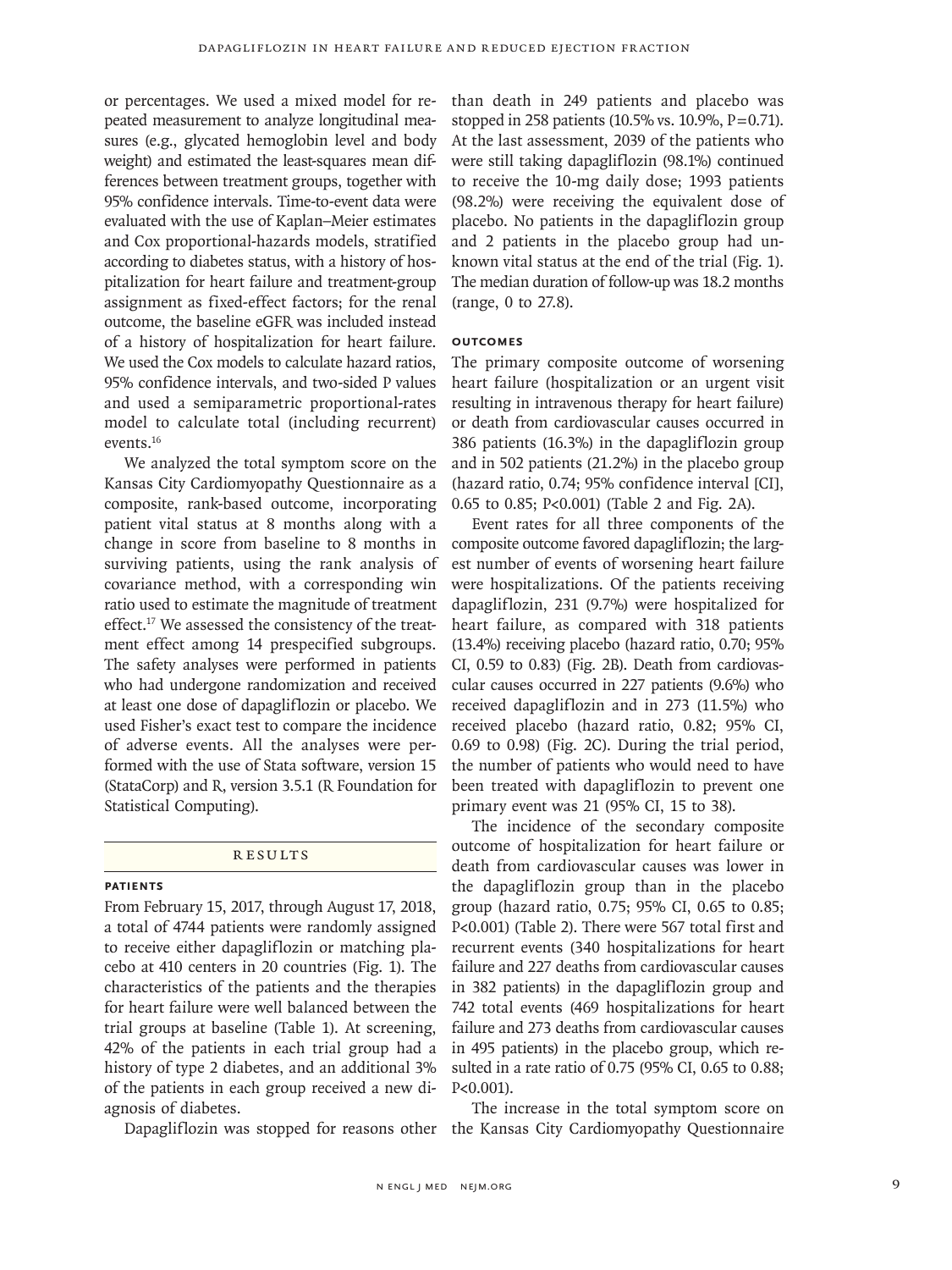or percentages. We used a mixed model for repeated measurement to analyze longitudinal measures (e.g., glycated hemoglobin level and body weight) and estimated the least-squares mean differences between treatment groups, together with 95% confidence intervals. Time-to-event data were evaluated with the use of Kaplan–Meier estimates and Cox proportional-hazards models, stratified according to diabetes status, with a history of hospitalization for heart failure and treatment-group assignment as fixed-effect factors; for the renal outcome, the baseline eGFR was included instead of a history of hospitalization for heart failure. We used the Cox models to calculate hazard ratios, 95% confidence intervals, and two-sided P values and used a semiparametric proportional-rates model to calculate total (including recurrent) events.[16]

We analyzed the total symptom score on the Kansas City Cardiomyopathy Questionnaire as a composite, rank-based outcome, incorporating patient vital status at 8 months along with a change in score from baseline to 8 months in surviving patients, using the rank analysis of covariance method, with a corresponding win ratio used to estimate the magnitude of treatment effect.[17] We assessed the consistency of the treatment effect among 14 prespecified subgroups. The safety analyses were performed in patients who had undergone randomization and received at least one dose of dapagliflozin or placebo. We used Fisher's exact test to compare the incidence of adverse events. All the analyses were performed with the use of Stata software, version 15 (StataCorp) and R, version 3.5.1 (R Foundation for Statistical Computing).

## Results

### Patients

From February 15, 2017, through August 17, 2018, a total of 4744 patients were randomly assigned to receive either dapagliflozin or matching placebo at 410 centers in 20 countries (Fig. 1). The characteristics of the patients and the therapies for heart failure were well balanced between the trial groups at baseline (Table 1). At screening, 42% of the patients in each trial group had a history of type 2 diabetes, and an additional 3% of the patients in each group received a new diagnosis of diabetes.

Dapagliflozin was stopped for reasons other than death in 249 patients and placebo was stopped in 258 patients (10.5% vs. 10.9%, P=0.71). At the last assessment, 2039 of the patients who were still taking dapagliflozin (98.1%) continued to receive the 10-mg daily dose; 1993 patients (98.2%) were receiving the equivalent dose of placebo. No patients in the dapagliflozin group and 2 patients in the placebo group had unknown vital status at the end of the trial (Fig. 1). The median duration of follow-up was 18.2 months (range, 0 to 27.8).

### Outcomes

The primary composite outcome of worsening heart failure (hospitalization or an urgent visit resulting in intravenous therapy for heart failure) or death from cardiovascular causes occurred in 386 patients (16.3%) in the dapagliflozin group and in 502 patients (21.2%) in the placebo group (hazard ratio, 0.74; 95% confidence interval [CI], 0.65 to 0.85; P<0.001) (Table 2 and Fig. 2A).

Event rates for all three components of the composite outcome favored dapagliflozin; the largest number of events of worsening heart failure were hospitalizations. Of the patients receiving dapagliflozin, 231 (9.7%) were hospitalized for heart failure, as compared with 318 patients (13.4%) receiving placebo (hazard ratio, 0.70; 95% CI, 0.59 to 0.83) (Fig. 2B). Death from cardiovascular causes occurred in 227 patients (9.6%) who received dapagliflozin and in 273 (11.5%) who received placebo (hazard ratio, 0.82; 95% CI, 0.69 to 0.98) (Fig. 2C). During the trial period, the number of patients who would need to have been treated with dapagliflozin to prevent one primary event was 21 (95% CI, 15 to 38).

The incidence of the secondary composite outcome of hospitalization for heart failure or death from cardiovascular causes was lower in the dapagliflozin group than in the placebo group (hazard ratio, 0.75; 95% CI, 0.65 to 0.85; P<0.001) (Table 2). There were 567 total first and recurrent events (340 hospitalizations for heart failure and 227 deaths from cardiovascular causes in 382 patients) in the dapagliflozin group and 742 total events (469 hospitalizations for heart failure and 273 deaths from cardiovascular causes in 495 patients) in the placebo group, which resulted in a rate ratio of 0.75 (95% CI, 0.65 to 0.88; P<0.001).

The increase in the total symptom score on the Kansas City Cardiomyopathy Questionnaire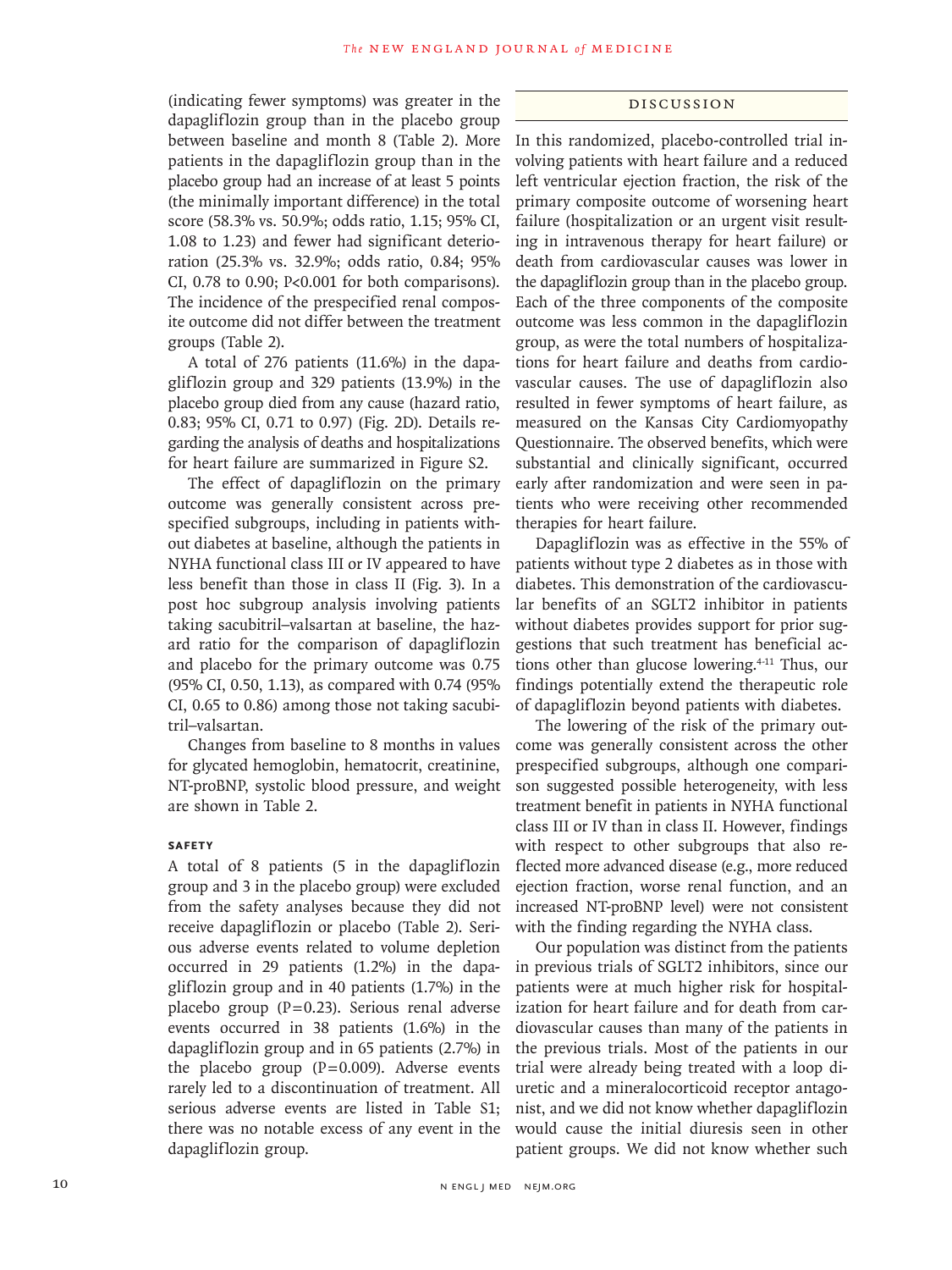(indicating fewer symptoms) was greater in the dapagliflozin group than in the placebo group between baseline and month 8 (Table 2). More patients in the dapagliflozin group than in the placebo group had an increase of at least 5 points (the minimally important difference) in the total score (58.3% vs. 50.9%; odds ratio, 1.15; 95% CI, 1.08 to 1.23) and fewer had significant deterioration (25.3% vs. 32.9%; odds ratio, 0.84; 95% CI, 0.78 to 0.90; P<0.001 for both comparisons). The incidence of the prespecified renal composite outcome did not differ between the treatment groups (Table 2).

A total of 276 patients (11.6%) in the dapagliflozin group and 329 patients (13.9%) in the placebo group died from any cause (hazard ratio, 0.83; 95% CI, 0.71 to 0.97) (Fig. 2D). Details regarding the analysis of deaths and hospitalizations for heart failure are summarized in Figure S2.

The effect of dapagliflozin on the primary outcome was generally consistent across prespecified subgroups, including in patients without diabetes at baseline, although the patients in NYHA functional class III or IV appeared to have less benefit than those in class II (Fig. 3). In a post hoc subgroup analysis involving patients taking sacubitril–valsartan at baseline, the hazard ratio for the comparison of dapagliflozin and placebo for the primary outcome was 0.75 (95% CI, 0.50, 1.13), as compared with 0.74 (95% CI, 0.65 to 0.86) among those not taking sacubitril–valsartan.

Changes from baseline to 8 months in values for glycated hemoglobin, hematocrit, creatinine, NT-proBNP, systolic blood pressure, and weight are shown in Table 2.

### Safety

A total of 8 patients (5 in the dapagliflozin group and 3 in the placebo group) were excluded from the safety analyses because they did not receive dapagliflozin or placebo (Table 2). Serious adverse events related to volume depletion occurred in 29 patients (1.2%) in the dapagliflozin group and in 40 patients (1.7%) in the placebo group (P=0.23). Serious renal adverse events occurred in 38 patients (1.6%) in the dapagliflozin group and in 65 patients (2.7%) in the placebo group (P=0.009). Adverse events rarely led to a discontinuation of treatment. All serious adverse events are listed in Table S1; there was no notable excess of any event in the dapagliflozin group.

## Discussion

In this randomized, placebo-controlled trial involving patients with heart failure and a reduced left ventricular ejection fraction, the risk of the primary composite outcome of worsening heart failure (hospitalization or an urgent visit resulting in intravenous therapy for heart failure) or death from cardiovascular causes was lower in the dapagliflozin group than in the placebo group. Each of the three components of the composite outcome was less common in the dapagliflozin group, as were the total numbers of hospitalizations for heart failure and deaths from cardiovascular causes. The use of dapagliflozin also resulted in fewer symptoms of heart failure, as measured on the Kansas City Cardiomyopathy Questionnaire. The observed benefits, which were substantial and clinically significant, occurred early after randomization and were seen in patients who were receiving other recommended therapies for heart failure.

Dapagliflozin was as effective in the 55% of patients without type 2 diabetes as in those with diabetes. This demonstration of the cardiovascular benefits of an SGLT2 inhibitor in patients without diabetes provides support for prior suggestions that such treatment has beneficial actions other than glucose lowering.[4-11] Thus, our findings potentially extend the therapeutic role of dapagliflozin beyond patients with diabetes.

The lowering of the risk of the primary outcome was generally consistent across the other prespecified subgroups, although one comparison suggested possible heterogeneity, with less treatment benefit in patients in NYHA functional class III or IV than in class II. However, findings with respect to other subgroups that also reflected more advanced disease (e.g., more reduced ejection fraction, worse renal function, and an increased NT-proBNP level) were not consistent with the finding regarding the NYHA class.

Our population was distinct from the patients in previous trials of SGLT2 inhibitors, since our patients were at much higher risk for hospitalization for heart failure and for death from cardiovascular causes than many of the patients in the previous trials. Most of the patients in our trial were already being treated with a loop diuretic and a mineralocorticoid receptor antagonist, and we did not know whether dapagliflozin would cause the initial diuresis seen in other patient groups. We did not know whether such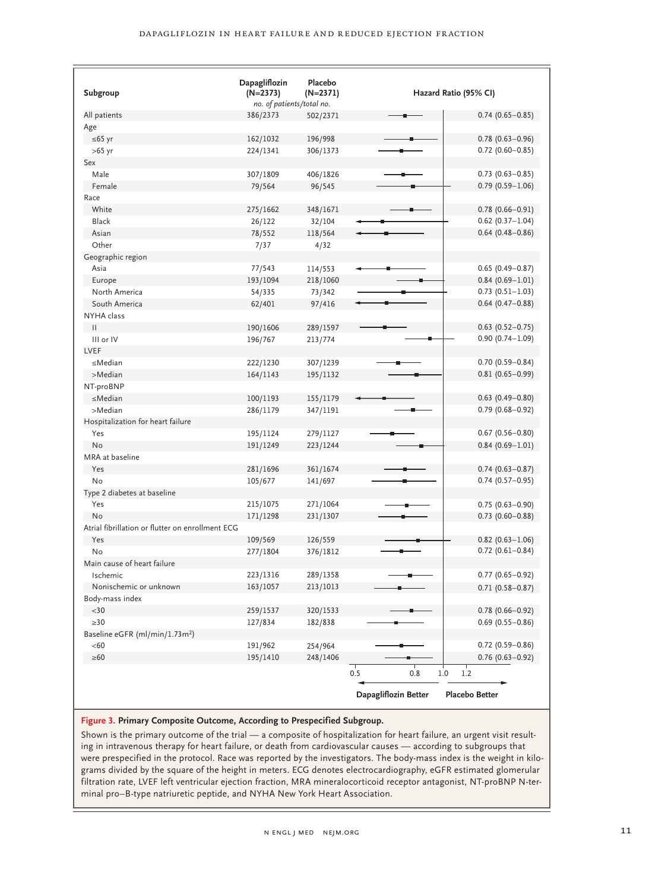| Subgroup | Dapagliflozin (N=2373) | Placebo (N=2371) | Hazard Ratio (95% CI) |
|---|---|---|---|
| | *no. of patients/total no.* | | |
| All patients | 386/2373 | 502/2371 | 0.74 (0.65–0.85) |
| Age | | | |
| ≤65 yr | 162/1032 | 196/998 | 0.78 (0.63–0.96) |
| >65 yr | 224/1341 | 306/1373 | 0.72 (0.60–0.85) |
| Sex | | | |
| Male | 307/1809 | 406/1826 | 0.73 (0.63–0.85) |
| Female | 79/564 | 96/545 | 0.79 (0.59–1.06) |
| Race | | | |
| White | 275/1662 | 348/1671 | 0.78 (0.66–0.91) |
| Black | 26/122 | 32/104 | 0.62 (0.37–1.04) |
| Asian | 78/552 | 118/564 | 0.64 (0.48–0.86) |
| Other | 7/37 | 4/32 | |
| Geographic region | | | |
| Asia | 77/543 | 114/553 | 0.65 (0.49–0.87) |
| Europe | 193/1094 | 218/1060 | 0.84 (0.69–1.01) |
| North America | 54/335 | 73/342 | 0.73 (0.51–1.03) |
| South America | 62/401 | 97/416 | 0.64 (0.47–0.88) |
| NYHA class | | | |
| II | 190/1606 | 289/1597 | 0.63 (0.52–0.75) |
| III or IV | 196/767 | 213/774 | 0.90 (0.74–1.09) |
| LVEF | | | |
| ≤Median | 222/1230 | 307/1239 | 0.70 (0.59–0.84) |
| >Median | 164/1143 | 195/1132 | 0.81 (0.65–0.99) |
| NT-proBNP | | | |
| ≤Median | 100/1193 | 155/1179 | 0.63 (0.49–0.80) |
| >Median | 286/1179 | 347/1191 | 0.79 (0.68–0.92) |
| Hospitalization for heart failure | | | |
| Yes | 195/1124 | 279/1127 | 0.67 (0.56–0.80) |
| No | 191/1249 | 223/1244 | 0.84 (0.69–1.01) |
| MRA at baseline | | | |
| Yes | 281/1696 | 361/1674 | 0.74 (0.63–0.87) |
| No | 105/677 | 141/697 | 0.74 (0.57–0.95) |
| Type 2 diabetes at baseline | | | |
| Yes | 215/1075 | 271/1064 | 0.75 (0.63–0.90) |
| No | 171/1298 | 231/1307 | 0.73 (0.60–0.88) |
| Atrial fibrillation or flutter on enrollment ECG | | | |
| Yes | 109/569 | 126/559 | 0.82 (0.63–1.06) |
| No | 277/1804 | 376/1812 | 0.72 (0.61–0.84) |
| Main cause of heart failure | | | |
| Ischemic | 223/1316 | 289/1358 | 0.77 (0.65–0.92) |
| Nonischemic or unknown | 163/1057 | 213/1013 | 0.71 (0.58–0.87) |
| Body-mass index | | | |
| <30 | 259/1537 | 320/1533 | 0.78 (0.66–0.92) |
| ≥30 | 127/834 | 182/838 | 0.69 (0.55–0.86) |
| Baseline eGFR (ml/min/1.73m²) | | | |
| <60 | 191/962 | 254/964 | 0.72 (0.59–0.86) |
| ≥60 | 195/1410 | 248/1406 | 0.76 (0.63–0.92) |

Hazard ratio axis: 0.5, 0.8, 1.0, 1.2 — ← Dapagliflozin Better | Placebo Better →

**Figure 3. Primary Composite Outcome, According to Prespecified Subgroup.**

Shown is the primary outcome of the trial — a composite of hospitalization for heart failure, an urgent visit resulting in intravenous therapy for heart failure, or death from cardiovascular causes — according to subgroups that were prespecified in the protocol. Race was reported by the investigators. The body-mass index is the weight in kilograms divided by the square of the height in meters. ECG denotes electrocardiography, eGFR estimated glomerular filtration rate, LVEF left ventricular ejection fraction, MRA mineralocorticoid receptor antagonist, NT-proBNP N-terminal pro–B-type natriuretic peptide, and NYHA New York Heart Association.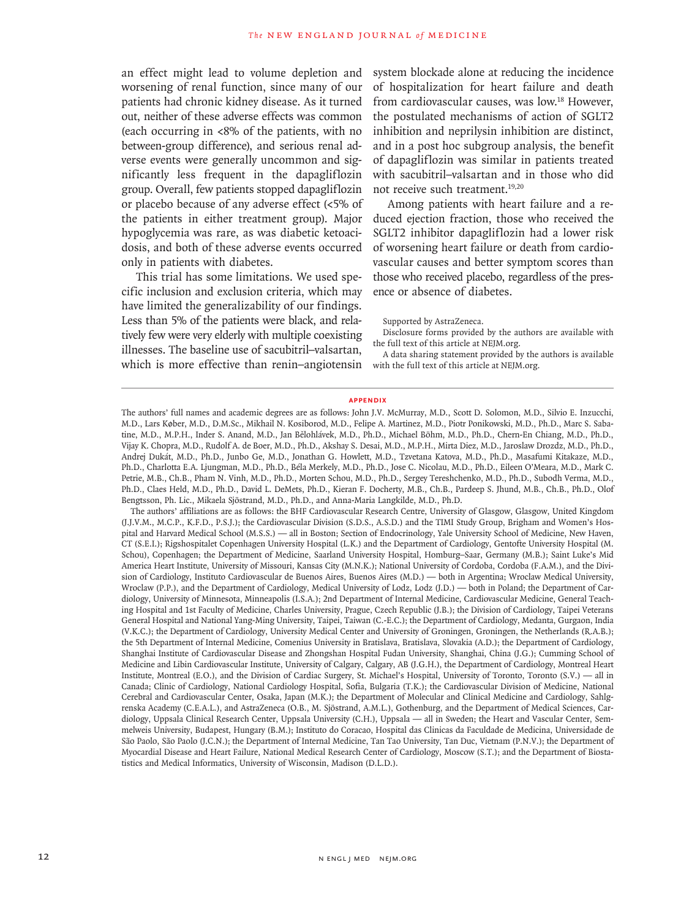an effect might lead to volume depletion and worsening of renal function, since many of our patients had chronic kidney disease. As it turned out, neither of these adverse effects was common (each occurring in <8% of the patients, with no between-group difference), and serious renal adverse events were generally uncommon and significantly less frequent in the dapagliflozin group. Overall, few patients stopped dapagliflozin or placebo because of any adverse effect (<5% of the patients in either treatment group). Major hypoglycemia was rare, as was diabetic ketoacidosis, and both of these adverse events occurred only in patients with diabetes.

This trial has some limitations. We used specific inclusion and exclusion criteria, which may have limited the generalizability of our findings. Less than 5% of the patients were black, and relatively few were very elderly with multiple coexisting illnesses. The baseline use of sacubitril–valsartan, which is more effective than renin–angiotensin system blockade alone at reducing the incidence of hospitalization for heart failure and death from cardiovascular causes, was low.[18] However, the postulated mechanisms of action of SGLT2 inhibition and neprilysin inhibition are distinct, and in a post hoc subgroup analysis, the benefit of dapagliflozin was similar in patients treated with sacubitril–valsartan and in those who did not receive such treatment.[19,20]

Among patients with heart failure and a reduced ejection fraction, those who received the SGLT2 inhibitor dapagliflozin had a lower risk of worsening heart failure or death from cardiovascular causes and better symptom scores than those who received placebo, regardless of the presence or absence of diabetes.

Supported by AstraZeneca.

Disclosure forms provided by the authors are available with the full text of this article at NEJM.org.

A data sharing statement provided by the authors is available with the full text of this article at NEJM.org.

## APPENDIX

The authors' full names and academic degrees are as follows: John J.V. McMurray, M.D., Scott D. Solomon, M.D., Silvio E. Inzucchi, M.D., Lars Køber, M.D., D.M.Sc., Mikhail N. Kosiborod, M.D., Felipe A. Martinez, M.D., Piotr Ponikowski, M.D., Ph.D., Marc S. Sabatine, M.D., M.P.H., Inder S. Anand, M.D., Jan Bělohlávek, M.D., Ph.D., Michael Böhm, M.D., Ph.D., Chern-En Chiang, M.D., Ph.D., Vijay K. Chopra, M.D., Rudolf A. de Boer, M.D., Ph.D., Akshay S. Desai, M.D., M.P.H., Mirta Diez, M.D., Jaroslaw Drozdz, M.D., Ph.D., Andrej Dukát, M.D., Ph.D., Junbo Ge, M.D., Jonathan G. Howlett, M.D., Tzvetana Katova, M.D., Ph.D., Masafumi Kitakaze, M.D., Ph.D., Charlotta E.A. Ljungman, M.D., Ph.D., Béla Merkely, M.D., Ph.D., Jose C. Nicolau, M.D., Ph.D., Eileen O'Meara, M.D., Mark C. Petrie, M.B., Ch.B., Pham N. Vinh, M.D., Ph.D., Morten Schou, M.D., Ph.D., Sergey Tereshchenko, M.D., Ph.D., Subodh Verma, M.D., Ph.D., Claes Held, M.D., Ph.D., David L. DeMets, Ph.D., Kieran F. Docherty, M.B., Ch.B., Pardeep S. Jhund, M.B., Ch.B., Ph.D., Olof Bengtsson, Ph. Lic., Mikaela Sjöstrand, M.D., Ph.D., and Anna-Maria Langkilde, M.D., Ph.D.

The authors' affiliations are as follows: the BHF Cardiovascular Research Centre, University of Glasgow, Glasgow, United Kingdom (J.J.V.M., M.C.P., K.F.D., P.S.J.); the Cardiovascular Division (S.D.S., A.S.D.) and the TIMI Study Group, Brigham and Women's Hospital and Harvard Medical School (M.S.S.) — all in Boston; Section of Endocrinology, Yale University School of Medicine, New Haven, CT (S.E.I.); Rigshospitalet Copenhagen University Hospital (L.K.) and the Department of Cardiology, Gentofte University Hospital (M. Schou), Copenhagen; the Department of Medicine, Saarland University Hospital, Homburg–Saar, Germany (M.B.); Saint Luke's Mid America Heart Institute, University of Missouri, Kansas City (M.N.K.); National University of Cordoba, Cordoba (F.A.M.), and the Division of Cardiology, Instituto Cardiovascular de Buenos Aires, Buenos Aires (M.D.) — both in Argentina; Wroclaw Medical University, Wroclaw (P.P.), and the Department of Cardiology, Medical University of Lodz, Lodz (J.D.) — both in Poland; the Department of Cardiology, University of Minnesota, Minneapolis (I.S.A.); 2nd Department of Internal Medicine, Cardiovascular Medicine, General Teaching Hospital and 1st Faculty of Medicine, Charles University, Prague, Czech Republic (J.B.); the Division of Cardiology, Taipei Veterans General Hospital and National Yang-Ming University, Taipei, Taiwan (C.-E.C.); the Department of Cardiology, Medanta, Gurgaon, India (V.K.C.); the Department of Cardiology, University Medical Center and University of Groningen, Groningen, the Netherlands (R.A.B.); the 5th Department of Internal Medicine, Comenius University in Bratislava, Bratislava, Slovakia (A.D.); the Department of Cardiology, Shanghai Institute of Cardiovascular Disease and Zhongshan Hospital Fudan University, Shanghai, China (J.G.); Cumming School of Medicine and Libin Cardiovascular Institute, University of Calgary, Calgary, AB (J.G.H.), the Department of Cardiology, Montreal Heart Institute, Montreal (E.O.), and the Division of Cardiac Surgery, St. Michael's Hospital, University of Toronto, Toronto (S.V.) — all in Canada; Clinic of Cardiology, National Cardiology Hospital, Sofia, Bulgaria (T.K.); the Cardiovascular Division of Medicine, National Cerebral and Cardiovascular Center, Osaka, Japan (M.K.); the Department of Molecular and Clinical Medicine and Cardiology, Sahlgrenska Academy (C.E.A.L.), and AstraZeneca (O.B., M. Sjöstrand, A.M.L.), Gothenburg, and the Department of Medical Sciences, Cardiology, Uppsala Clinical Research Center, Uppsala University (C.H.), Uppsala — all in Sweden; the Heart and Vascular Center, Semmelweis University, Budapest, Hungary (B.M.); Instituto do Coracao, Hospital das Clinicas da Faculdade de Medicina, Universidade de São Paolo, São Paolo (J.C.N.); the Department of Internal Medicine, Tan Tao University, Tan Duc, Vietnam (P.N.V.); the Department of Myocardial Disease and Heart Failure, National Medical Research Center of Cardiology, Moscow (S.T.); and the Department of Biostatistics and Medical Informatics, University of Wisconsin, Madison (D.L.D.).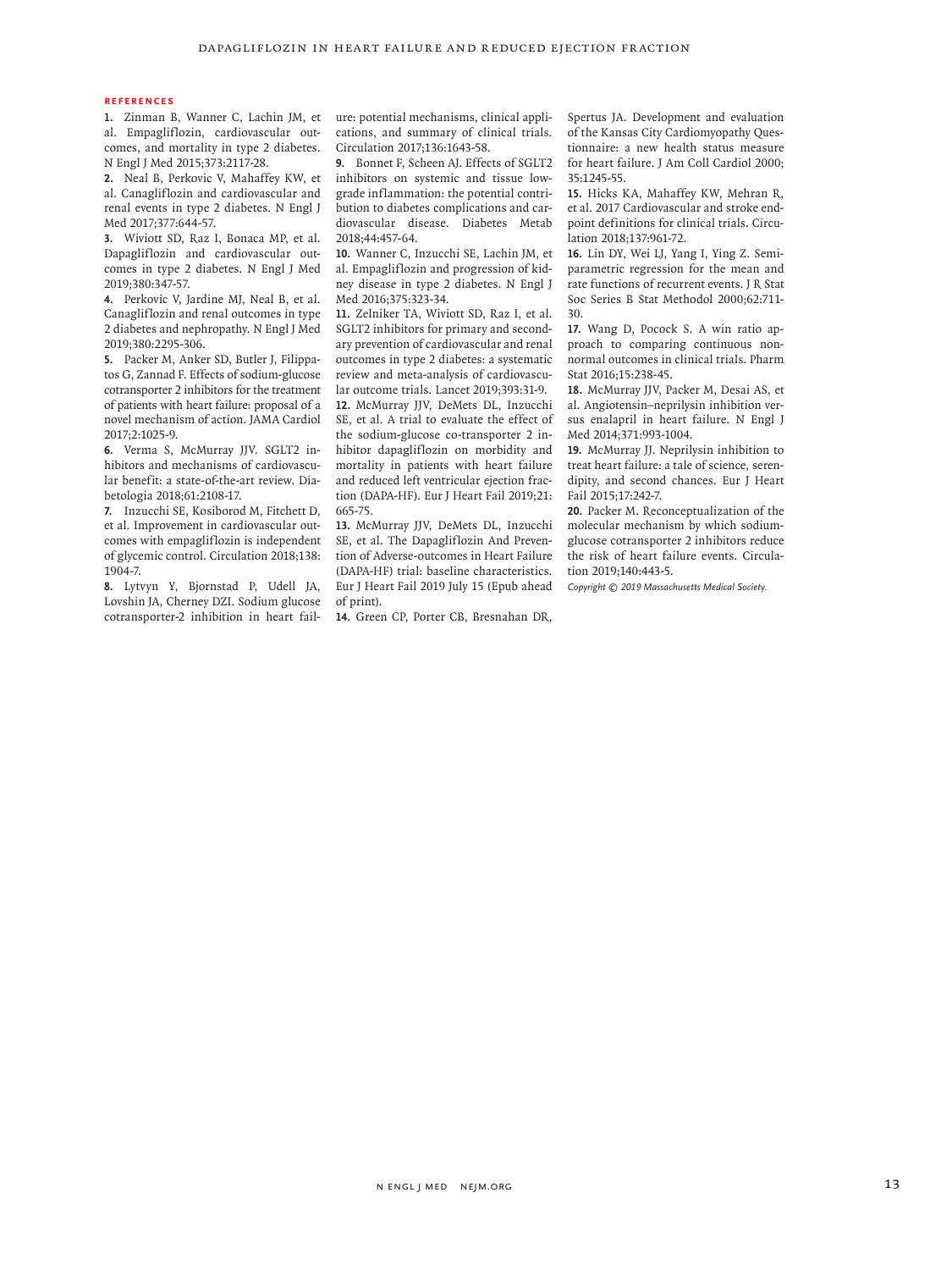## References

1. Zinman B, Wanner C, Lachin JM, et al. Empagliflozin, cardiovascular outcomes, and mortality in type 2 diabetes. N Engl J Med 2015;373:2117-28.
2. Neal B, Perkovic V, Mahaffey KW, et al. Canagliflozin and cardiovascular and renal events in type 2 diabetes. N Engl J Med 2017;377:644-57.
3. Wiviott SD, Raz I, Bonaca MP, et al. Dapagliflozin and cardiovascular outcomes in type 2 diabetes. N Engl J Med 2019;380:347-57.
4. Perkovic V, Jardine MJ, Neal B, et al. Canagliflozin and renal outcomes in type 2 diabetes and nephropathy. N Engl J Med 2019;380:2295-306.
5. Packer M, Anker SD, Butler J, Filippatos G, Zannad F. Effects of sodium-glucose cotransporter 2 inhibitors for the treatment of patients with heart failure: proposal of a novel mechanism of action. JAMA Cardiol 2017;2:1025-9.
6. Verma S, McMurray JJV. SGLT2 inhibitors and mechanisms of cardiovascular benefit: a state-of-the-art review. Diabetologia 2018;61:2108-17.
7. Inzucchi SE, Kosiborod M, Fitchett D, et al. Improvement in cardiovascular outcomes with empagliflozin is independent of glycemic control. Circulation 2018;138:1904-7.
8. Lytvyn Y, Bjornstad P, Udell JA, Lovshin JA, Cherney DZI. Sodium glucose cotransporter-2 inhibition in heart failure: potential mechanisms, clinical applications, and summary of clinical trials. Circulation 2017;136:1643-58.
9. Bonnet F, Scheen AJ. Effects of SGLT2 inhibitors on systemic and tissue low-grade inflammation: the potential contribution to diabetes complications and cardiovascular disease. Diabetes Metab 2018;44:457-64.
10. Wanner C, Inzucchi SE, Lachin JM, et al. Empagliflozin and progression of kidney disease in type 2 diabetes. N Engl J Med 2016;375:323-34.
11. Zelniker TA, Wiviott SD, Raz I, et al. SGLT2 inhibitors for primary and secondary prevention of cardiovascular and renal outcomes in type 2 diabetes: a systematic review and meta-analysis of cardiovascular outcome trials. Lancet 2019;393:31-9.
12. McMurray JJV, DeMets DL, Inzucchi SE, et al. A trial to evaluate the effect of the sodium-glucose co-transporter 2 inhibitor dapagliflozin on morbidity and mortality in patients with heart failure and reduced left ventricular ejection fraction (DAPA-HF). Eur J Heart Fail 2019;21:665-75.
13. McMurray JJV, DeMets DL, Inzucchi SE, et al. The Dapagliflozin And Prevention of Adverse-outcomes in Heart Failure (DAPA-HF) trial: baseline characteristics. Eur J Heart Fail 2019 July 15 (Epub ahead of print).
14. Green CP, Porter CB, Bresnahan DR, Spertus JA. Development and evaluation of the Kansas City Cardiomyopathy Questionnaire: a new health status measure for heart failure. J Am Coll Cardiol 2000;35:1245-55.
15. Hicks KA, Mahaffey KW, Mehran R, et al. 2017 Cardiovascular and stroke endpoint definitions for clinical trials. Circulation 2018;137:961-72.
16. Lin DY, Wei LJ, Yang I, Ying Z. Semiparametric regression for the mean and rate functions of recurrent events. J R Stat Soc Series B Stat Methodol 2000;62:711-30.
17. Wang D, Pocock S. A win ratio approach to comparing continuous non-normal outcomes in clinical trials. Pharm Stat 2016;15:238-45.
18. McMurray JJV, Packer M, Desai AS, et al. Angiotensin–neprilysin inhibition versus enalapril in heart failure. N Engl J Med 2014;371:993-1004.
19. McMurray JJ. Neprilysin inhibition to treat heart failure: a tale of science, serendipity, and second chances. Eur J Heart Fail 2015;17:242-7.
20. Packer M. Reconceptualization of the molecular mechanism by which sodium-glucose cotransporter 2 inhibitors reduce the risk of heart failure events. Circulation 2019;140:443-5.

*Copyright © 2019 Massachusetts Medical Society.*